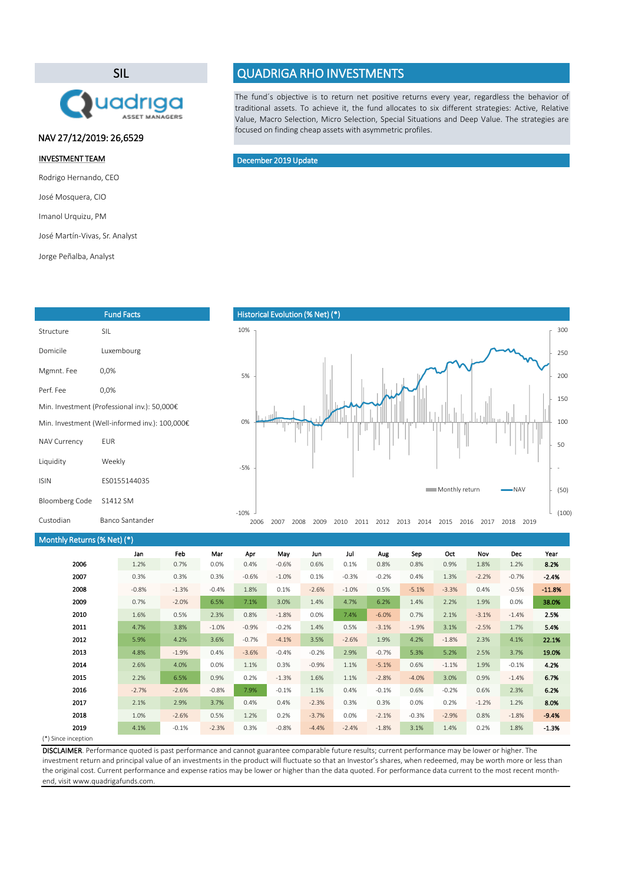# SIL

Quadriga ASSET MANAGERS

**NAV 27/12/2019: 26,6529**

**INVESTMENT TEAM**

Rodrigo Hernando, CEO

José Mosquera, CIO

Imanol Urquizu, PM

José Martín-Vivas, Sr. Analyst

Jorge Peñalba, Analyst

# QUADRIGA RHO INVESTMENTS

The fund´s objective is to return net positive returns every year, regardless the behavior of traditional assets. To achieve it, the fund allocates to six different strategies: Active, Relative Value, Macro Selection, Micro Selection, Special Situations and Deep Value. The strategies are focused on finding cheap assets with asymmetric profiles.

## December 2019 Update

## Fund Facts

| | |
|---|---|
| Structure | SIL |
| Domicile | Luxembourg |
| Mgmnt. Fee | 0,0% |
| Perf. Fee | 0,0% |
| Min. Investment (Professional inv.): 50,000€ | |
| Min. Investment (Well-informed inv.): 100,000€ | |
| NAV Currency | EUR |
| Liquidity | Weekly |
| ISIN | ES0155144035 |
| Bloomberg Code | S1412 SM |
| Custodian | Banco Santander |

## Historical Evolution (% Net) (*)

## Monthly Returns (% Net) (*)

| | Jan | Feb | Mar | Apr | May | Jun | Jul | Aug | Sep | Oct | Nov | Dec | Year |
|---|---|---|---|---|---|---|---|---|---|---|---|---|---|
| 2006 | 1.2% | 0.7% | 0.0% | 0.4% | -0.6% | 0.6% | 0.1% | 0.8% | 0.8% | 0.9% | 1.8% | 1.2% | **8.2%** |
| 2007 | 0.3% | 0.3% | 0.3% | -0.6% | -1.0% | 0.1% | -0.3% | -0.2% | 0.4% | 1.3% | -2.2% | -0.7% | **-2.4%** |
| 2008 | -0.8% | -1.3% | -0.4% | 1.8% | 0.1% | -2.6% | -1.0% | 0.5% | -5.1% | -3.3% | 0.4% | -0.5% | **-11.8%** |
| 2009 | 0.7% | -2.0% | 6.5% | 7.1% | 3.0% | 1.4% | 4.7% | 6.2% | 1.4% | 2.2% | 1.9% | 0.0% | **38.0%** |
| 2010 | 1.6% | 0.5% | 2.3% | 0.8% | -1.8% | 0.0% | 7.4% | -6.0% | 0.7% | 2.1% | -3.1% | -1.4% | **2.5%** |
| 2011 | 4.7% | 3.8% | -1.0% | -0.9% | -0.2% | 1.4% | 0.5% | -3.1% | -1.9% | 3.1% | -2.5% | 1.7% | **5.4%** |
| 2012 | 5.9% | 4.2% | 3.6% | -0.7% | -4.1% | 3.5% | -2.6% | 1.9% | 4.2% | -1.8% | 2.3% | 4.1% | **22.1%** |
| 2013 | 4.8% | -1.9% | 0.4% | -3.6% | -0.4% | -0.2% | 2.9% | -0.7% | 5.3% | 5.2% | 2.5% | 3.7% | **19.0%** |
| 2014 | 2.6% | 4.0% | 0.0% | 1.1% | 0.3% | -0.9% | 1.1% | -5.1% | 0.6% | -1.1% | 1.9% | -0.1% | **4.2%** |
| 2015 | 2.2% | 6.5% | 0.9% | 0.2% | -1.3% | 1.6% | 1.1% | -2.8% | -4.0% | 3.0% | 0.9% | -1.4% | **6.7%** |
| 2016 | -2.7% | -2.6% | -0.8% | 7.9% | -0.1% | 1.1% | 0.4% | -0.1% | 0.6% | -0.2% | 0.6% | 2.3% | **6.2%** |
| 2017 | 2.1% | 2.9% | 3.7% | 0.4% | 0.4% | -2.3% | 0.3% | 0.3% | 0.0% | 0.2% | -1.2% | 1.2% | **8.0%** |
| 2018 | 1.0% | -2.6% | 0.5% | 1.2% | 0.2% | -3.7% | 0.0% | -2.1% | -0.3% | -2.9% | 0.8% | -1.8% | **-9.4%** |
| 2019 | 4.1% | -0.1% | -2.3% | 0.3% | -0.8% | -4.4% | -2.4% | -1.8% | 3.1% | 1.4% | 0.2% | 1.8% | **-1.3%** |

(*) Since inception

**DISCLAIMER**. Performance quoted is past performance and cannot guarantee comparable future results; current performance may be lower or higher. The investment return and principal value of an investments in the product will fluctuate so that an Investor's shares, when redeemed, may be worth more or less than the original cost. Current performance and expense ratios may be lower or higher than the data quoted. For performance data current to the most recent month-end, visit www.quadrigafunds.com.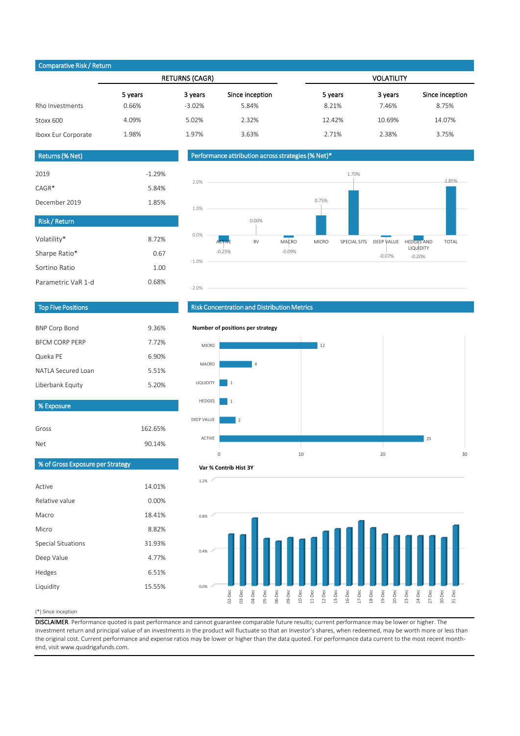## Comparative Risk / Return

| | RETURNS (CAGR) | | | VOLATILITY | | |
|---|---|---|---|---|---|---|
| | 5 years | 3 years | Since inception | 5 years | 3 years | Since inception |
| Rho Investments | 0.66% | -3.02% | 5.84% | 8.21% | 7.46% | 8.75% |
| Stoxx 600 | 4.09% | 5.02% | 2.32% | 12.42% | 10.69% | 14.07% |
| Iboxx Eur Corporate | 1.98% | 1.97% | 3.63% | 2.71% | 2.38% | 3.75% |

## Returns (% Net)

| | |
|---|---|
| 2019 | -1.29% |
| CAGR* | 5.84% |
| December 2019 | 1.85% |

## Risk / Return

| | |
|---|---|
| Volatility* | 8.72% |
| Sharpe Ratio* | 0.67 |
| Sortino Ratio | 1.00 |
| Parametric VaR 1-d | 0.68% |

## Performance attribution across strategies (% Net)*

| ACTIVE | RV | MACRO | MICRO | SPECIAL SITS | DEEP VALUE | HEDGES AND LIQUIDITY | TOTAL |
|---|---|---|---|---|---|---|---|
| -0.25% | 0.00% | -0.09% | 0.75% | 1.70% | -0.07% | -0.20% | 1.85% |

## Top Five Positions

| | |
|---|---|
| BNP Corp Bond | 9.36% |
| BFCM CORP PERP | 7.72% |
| Queka PE | 6.90% |
| NATLA Secured Loan | 5.51% |
| Liberbank Equity | 5.20% |

## % Exposure

| | |
|---|---|
| Gross | 162.65% |
| Net | 90.14% |

## % of Gross Exposure per Strategy

| | |
|---|---|
| Active | 14.01% |
| Relative value | 0.00% |
| Macro | 18.41% |
| Micro | 8.82% |
| Special Situations | 31.93% |
| Deep Value | 4.77% |
| Hedges | 6.51% |
| Liquidity | 15.55% |

## Risk Concentration and Distribution Metrics

**Number of positions per strategy**

| Strategy | Positions |
|---|---|
| MICRO | 12 |
| MACRO | 4 |
| LIQUIDITY | 1 |
| HEDGES | 1 |
| DEEP VALUE | 2 |
| ACTIVE | 25 |

**Var % Contrib Hist 3Y**

Dates: 02-Dec, 03-Dec, 04-Dec, 05-Dec, 06-Dec, 09-Dec, 10-Dec, 11-Dec, 12-Dec, 13-Dec, 16-Dec, 17-Dec, 18-Dec, 19-Dec, 20-Dec, 23-Dec, 24-Dec, 27-Dec, 30-Dec, 31-Dec

(*) Since inception

**DISCLAIMER**. Performance quoted is past performance and cannot guarantee comparable future results; current performance may be lower or higher. The investment return and principal value of an investments in the product will fluctuate so that an Investor's shares, when redeemed, may be worth more or less than the original cost. Current performance and expense ratios may be lower or higher than the data quoted. For performance data current to the most recent month-end, visit www.quadrigafunds.com.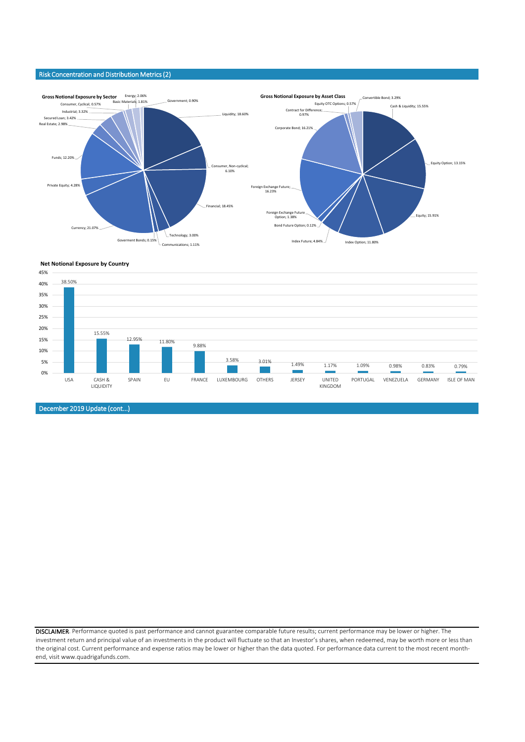## Risk Concentration and Distribution Metrics (2)

**Gross Notional Exposure by Sector**

Energy; 2.06%
Basic Materials; 1.81%
Government; 0.90%
Consumer, Cyclical; 0.57%
Industrial; 3.32%
Secured Loan; 3.42%
Real Estate; 2.98%
Liquidity; 18.60%
Funds; 12.20%
Consumer, Non-cyclical; 6.10%
Private Equity; 4.28%
Financial; 18.45%
Currency; 21.07%
Technology; 3.00%
Goverment Bonds; 0.15%
Communications; 1.11%

**Gross Notional Exposure by Asset Class**

Convertible Bond; 3.29%
Equity OTC Options; 0.57%
Cash & Liquidity; 15.55%
Contract for Difference; 0.97%
Corporate Bond; 16.21%
Equity Option; 13.15%
Foreign Exchange Future; 16.23%
Foreign Exchange Future Option; 1.38%
Equity; 15.91%
Bond Future Option; 0.12%
Index Future; 4.84%
Index Option; 11.80%

**Net Notional Exposure by Country**

45%
40%
35%
30%
25%
20%
15%
10%
5%
0%

USA 38.50%
CASH & LIQUIDITY 15.55%
SPAIN 12.95%
EU 11.80%
FRANCE 9.88%
LUXEMBOURG 3.58%
OTHERS 3.01%
JERSEY 1.49%
UNITED KINGDOM 1.17%
PORTUGAL 1.09%
VENEZUELA 0.98%
GERMANY 0.83%
ISLE OF MAN 0.79%

## December 2019 Update (cont...)

**DISCLAIMER**. Performance quoted is past performance and cannot guarantee comparable future results; current performance may be lower or higher. The investment return and principal value of an investments in the product will fluctuate so that an Investor's shares, when redeemed, may be worth more or less than the original cost. Current performance and expense ratios may be lower or higher than the data quoted. For performance data current to the most recent month-end, visit www.quadrigafunds.com.